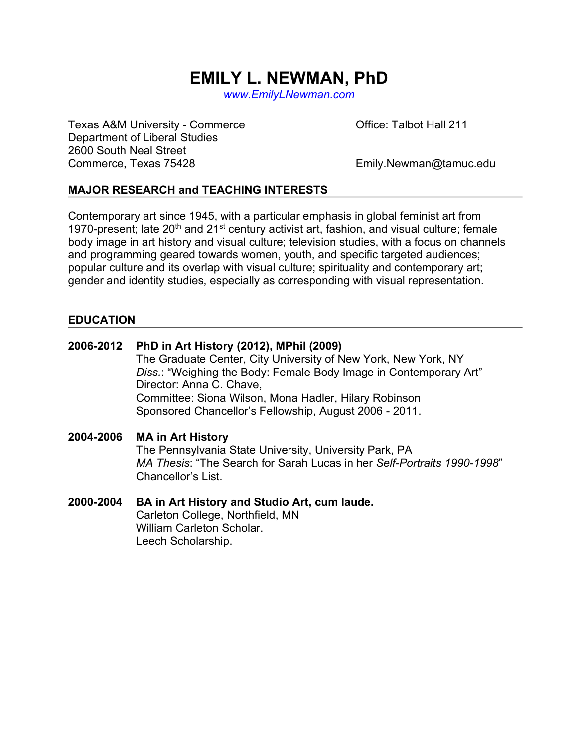# EMILY L. NEWMAN, PhD

www.EmilyLNewman.com

Texas A&M University - Commerce
Department of Liberal Studies
2600 South Neal Street
Commerce, Texas 75428

Office: Talbot Hall 211

Emily.Newman@tamuc.edu

## MAJOR RESEARCH and TEACHING INTERESTS

Contemporary art since 1945, with a particular emphasis in global feminist art from 1970-present; late 20th and 21st century activist art, fashion, and visual culture; female body image in art history and visual culture; television studies, with a focus on channels and programming geared towards women, youth, and specific targeted audiences; popular culture and its overlap with visual culture; spirituality and contemporary art; gender and identity studies, especially as corresponding with visual representation.

## EDUCATION

**2006-2012** **PhD in Art History (2012), MPhil (2009)**
The Graduate Center, City University of New York, New York, NY
*Diss.*: "Weighing the Body: Female Body Image in Contemporary Art"
Director: Anna C. Chave,
Committee: Siona Wilson, Mona Hadler, Hilary Robinson
Sponsored Chancellor's Fellowship, August 2006 - 2011.

**2004-2006** **MA in Art History**
The Pennsylvania State University, University Park, PA
*MA Thesis*: "The Search for Sarah Lucas in her *Self-Portraits 1990-1998*"
Chancellor's List.

**2000-2004** **BA in Art History and Studio Art, cum laude.**
Carleton College, Northfield, MN
William Carleton Scholar.
Leech Scholarship.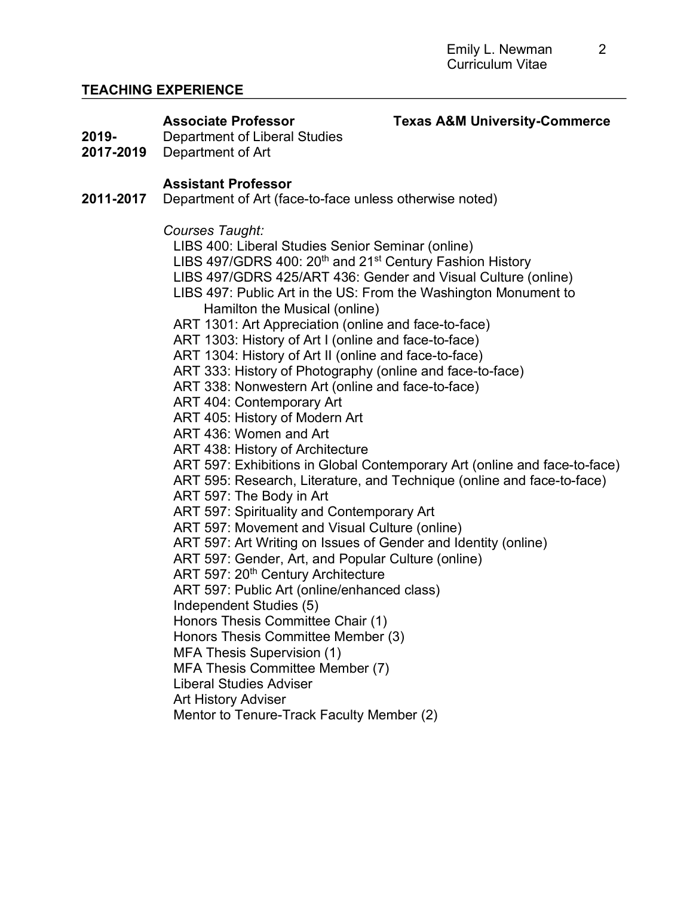## TEACHING EXPERIENCE

**Associate Professor** — **Texas A&M University-Commerce**

**2019-** Department of Liberal Studies
**2017-2019** Department of Art

**Assistant Professor**

**2011-2017** Department of Art (face-to-face unless otherwise noted)

*Courses Taught:*

- LIBS 400: Liberal Studies Senior Seminar (online)
- LIBS 497/GDRS 400: 20th and 21st Century Fashion History
- LIBS 497/GDRS 425/ART 436: Gender and Visual Culture (online)
- LIBS 497: Public Art in the US: From the Washington Monument to Hamilton the Musical (online)
- ART 1301: Art Appreciation (online and face-to-face)
- ART 1303: History of Art I (online and face-to-face)
- ART 1304: History of Art II (online and face-to-face)
- ART 333: History of Photography (online and face-to-face)
- ART 338: Nonwestern Art (online and face-to-face)
- ART 404: Contemporary Art
- ART 405: History of Modern Art
- ART 436: Women and Art
- ART 438: History of Architecture
- ART 597: Exhibitions in Global Contemporary Art (online and face-to-face)
- ART 595: Research, Literature, and Technique (online and face-to-face)
- ART 597: The Body in Art
- ART 597: Spirituality and Contemporary Art
- ART 597: Movement and Visual Culture (online)
- ART 597: Art Writing on Issues of Gender and Identity (online)
- ART 597: Gender, Art, and Popular Culture (online)
- ART 597: 20th Century Architecture
- ART 597: Public Art (online/enhanced class)
- Independent Studies (5)
- Honors Thesis Committee Chair (1)
- Honors Thesis Committee Member (3)
- MFA Thesis Supervision (1)
- MFA Thesis Committee Member (7)
- Liberal Studies Adviser
- Art History Adviser
- Mentor to Tenure-Track Faculty Member (2)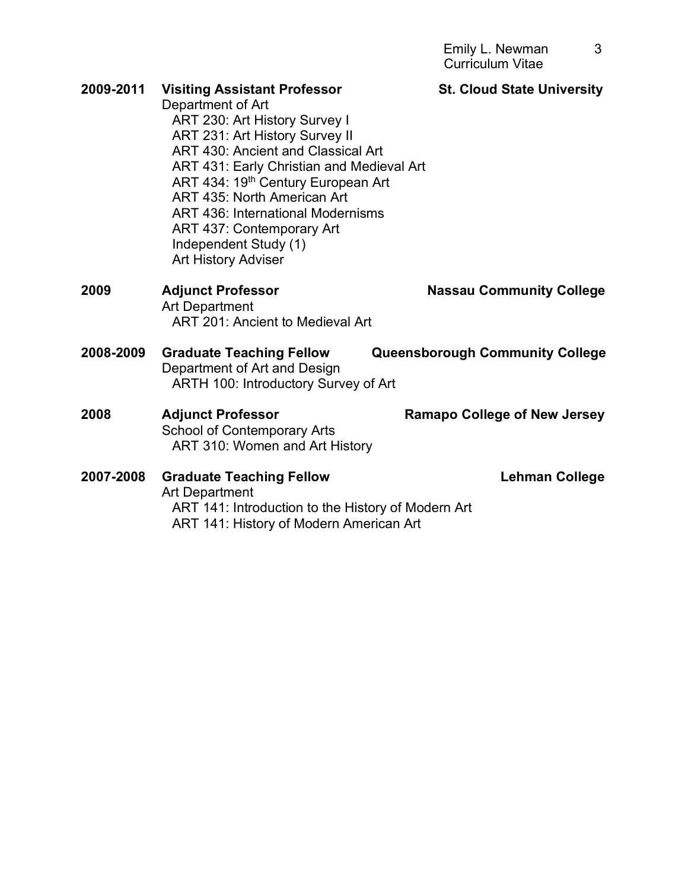**2009-2011 Visiting Assistant Professor** **St. Cloud State University**
Department of Art
- ART 230: Art History Survey I
- ART 231: Art History Survey II
- ART 430: Ancient and Classical Art
- ART 431: Early Christian and Medieval Art
- ART 434: 19th Century European Art
- ART 435: North American Art
- ART 436: International Modernisms
- ART 437: Contemporary Art
- Independent Study (1)
- Art History Adviser

**2009 Adjunct Professor** **Nassau Community College**
Art Department
- ART 201: Ancient to Medieval Art

**2008-2009 Graduate Teaching Fellow** **Queensborough Community College**
Department of Art and Design
- ARTH 100: Introductory Survey of Art

**2008 Adjunct Professor** **Ramapo College of New Jersey**
School of Contemporary Arts
- ART 310: Women and Art History

**2007-2008 Graduate Teaching Fellow** **Lehman College**
Art Department
- ART 141: Introduction to the History of Modern Art
- ART 141: History of Modern American Art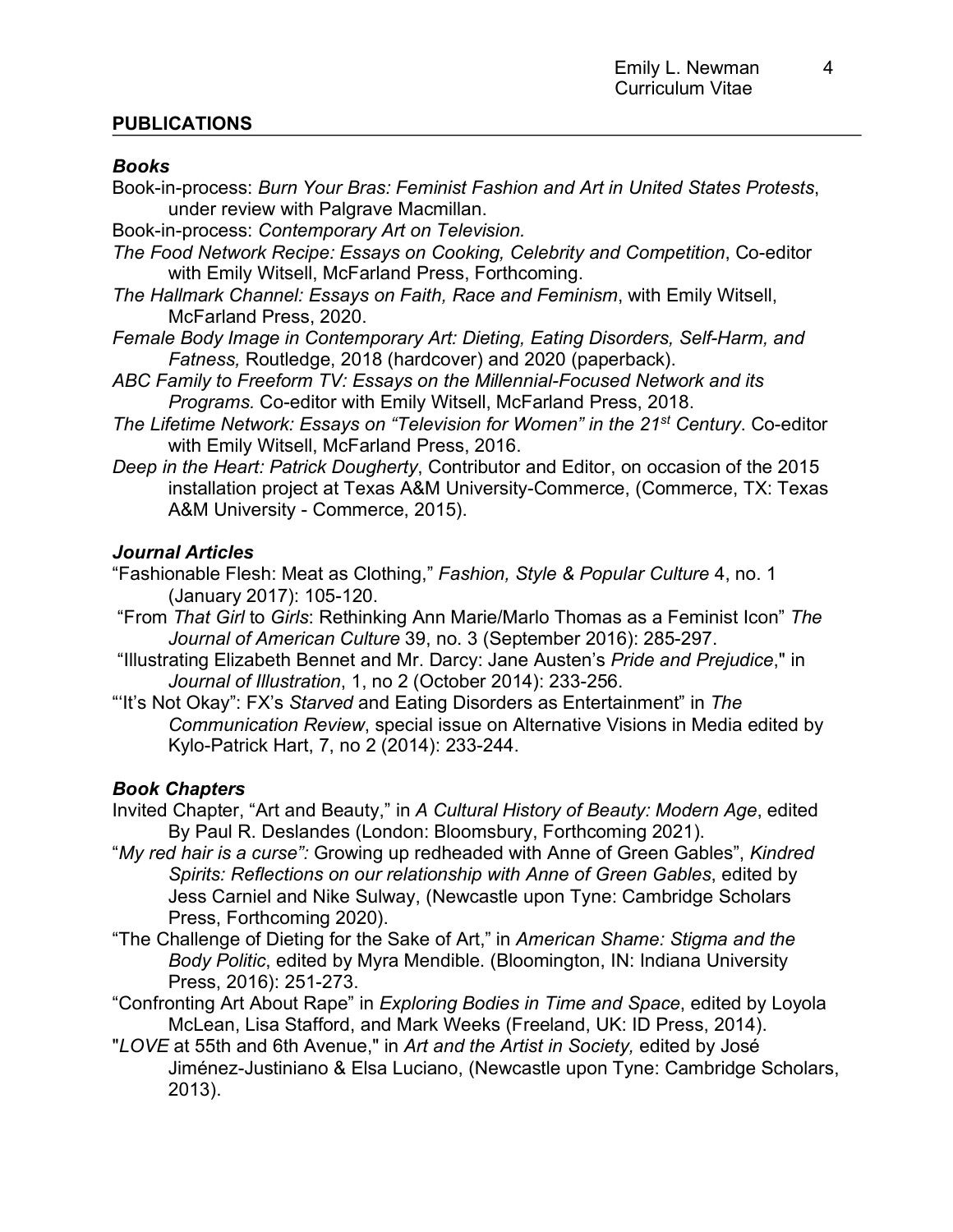## PUBLICATIONS

### *Books*

Book-in-process: *Burn Your Bras: Feminist Fashion and Art in United States Protests*, under review with Palgrave Macmillan.

Book-in-process: *Contemporary Art on Television.*

*The Food Network Recipe: Essays on Cooking, Celebrity and Competition*, Co-editor with Emily Witsell, McFarland Press, Forthcoming.

*The Hallmark Channel: Essays on Faith, Race and Feminism*, with Emily Witsell, McFarland Press, 2020.

*Female Body Image in Contemporary Art: Dieting, Eating Disorders, Self-Harm, and Fatness,* Routledge, 2018 (hardcover) and 2020 (paperback).

*ABC Family to Freeform TV: Essays on the Millennial-Focused Network and its Programs.* Co-editor with Emily Witsell, McFarland Press, 2018.

*The Lifetime Network: Essays on "Television for Women" in the 21st Century*. Co-editor with Emily Witsell, McFarland Press, 2016.

*Deep in the Heart: Patrick Dougherty*, Contributor and Editor, on occasion of the 2015 installation project at Texas A&M University-Commerce, (Commerce, TX: Texas A&M University - Commerce, 2015).

### *Journal Articles*

"Fashionable Flesh: Meat as Clothing," *Fashion, Style & Popular Culture* 4, no. 1 (January 2017): 105-120.

"From *That Girl* to *Girls*: Rethinking Ann Marie/Marlo Thomas as a Feminist Icon" *The Journal of American Culture* 39, no. 3 (September 2016): 285-297.

"Illustrating Elizabeth Bennet and Mr. Darcy: Jane Austen's *Pride and Prejudice*," in *Journal of Illustration*, 1, no 2 (October 2014): 233-256.

"'It's Not Okay": FX's *Starved* and Eating Disorders as Entertainment" in *The Communication Review*, special issue on Alternative Visions in Media edited by Kylo-Patrick Hart, 7, no 2 (2014): 233-244.

### *Book Chapters*

Invited Chapter, "Art and Beauty," in *A Cultural History of Beauty: Modern Age*, edited By Paul R. Deslandes (London: Bloomsbury, Forthcoming 2021).

"*My red hair is a curse":* Growing up redheaded with Anne of Green Gables", *Kindred Spirits: Reflections on our relationship with Anne of Green Gables*, edited by Jess Carniel and Nike Sulway, (Newcastle upon Tyne: Cambridge Scholars Press, Forthcoming 2020).

"The Challenge of Dieting for the Sake of Art," in *American Shame: Stigma and the Body Politic*, edited by Myra Mendible. (Bloomington, IN: Indiana University Press, 2016): 251-273.

"Confronting Art About Rape" in *Exploring Bodies in Time and Space*, edited by Loyola McLean, Lisa Stafford, and Mark Weeks (Freeland, UK: ID Press, 2014).

"*LOVE* at 55th and 6th Avenue," in *Art and the Artist in Society,* edited by José Jiménez-Justiniano & Elsa Luciano, (Newcastle upon Tyne: Cambridge Scholars, 2013).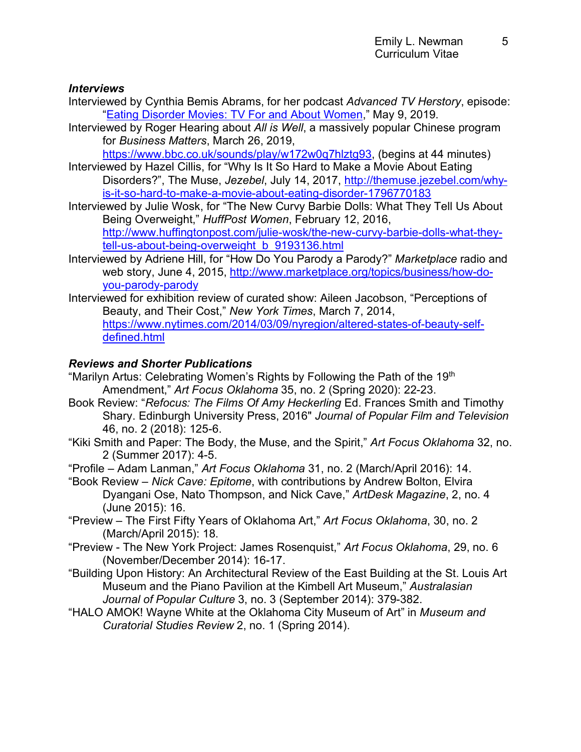### *Interviews*

Interviewed by Cynthia Bemis Abrams, for her podcast *Advanced TV Herstory*, episode: "Eating Disorder Movies: TV For and About Women," May 9, 2019.

Interviewed by Roger Hearing about *All is Well*, a massively popular Chinese program for *Business Matters*, March 26, 2019, https://www.bbc.co.uk/sounds/play/w172w0q7hlztg93, (begins at 44 minutes)

Interviewed by Hazel Cillis, for "Why Is It So Hard to Make a Movie About Eating Disorders?", The Muse, *Jezebel*, July 14, 2017, http://themuse.jezebel.com/why-is-it-so-hard-to-make-a-movie-about-eating-disorder-1796770183

Interviewed by Julie Wosk, for "The New Curvy Barbie Dolls: What They Tell Us About Being Overweight," *HuffPost Women*, February 12, 2016, http://www.huffingtonpost.com/julie-wosk/the-new-curvy-barbie-dolls-what-they-tell-us-about-being-overweight_b_9193136.html

Interviewed by Adriene Hill, for "How Do You Parody a Parody?" *Marketplace* radio and web story, June 4, 2015, http://www.marketplace.org/topics/business/how-do-you-parody-parody

Interviewed for exhibition review of curated show: Aileen Jacobson, "Perceptions of Beauty, and Their Cost," *New York Times*, March 7, 2014, https://www.nytimes.com/2014/03/09/nyregion/altered-states-of-beauty-self-defined.html

### *Reviews and Shorter Publications*

"Marilyn Artus: Celebrating Women's Rights by Following the Path of the 19th Amendment," *Art Focus Oklahoma* 35, no. 2 (Spring 2020): 22-23.

Book Review: "*Refocus: The Films Of Amy Heckerling* Ed. Frances Smith and Timothy Shary. Edinburgh University Press, 2016" *Journal of Popular Film and Television* 46, no. 2 (2018): 125-6.

"Kiki Smith and Paper: The Body, the Muse, and the Spirit," *Art Focus Oklahoma* 32, no. 2 (Summer 2017): 4-5.

"Profile – Adam Lanman," *Art Focus Oklahoma* 31, no. 2 (March/April 2016): 14.

"Book Review – *Nick Cave: Epitome*, with contributions by Andrew Bolton, Elvira Dyangani Ose, Nato Thompson, and Nick Cave," *ArtDesk Magazine*, 2, no. 4 (June 2015): 16.

"Preview – The First Fifty Years of Oklahoma Art," *Art Focus Oklahoma*, 30, no. 2 (March/April 2015): 18.

"Preview - The New York Project: James Rosenquist," *Art Focus Oklahoma*, 29, no. 6 (November/December 2014): 16-17.

"Building Upon History: An Architectural Review of the East Building at the St. Louis Art Museum and the Piano Pavilion at the Kimbell Art Museum," *Australasian Journal of Popular Culture* 3, no. 3 (September 2014): 379-382.

"HALO AMOK! Wayne White at the Oklahoma City Museum of Art" in *Museum and Curatorial Studies Review* 2, no. 1 (Spring 2014).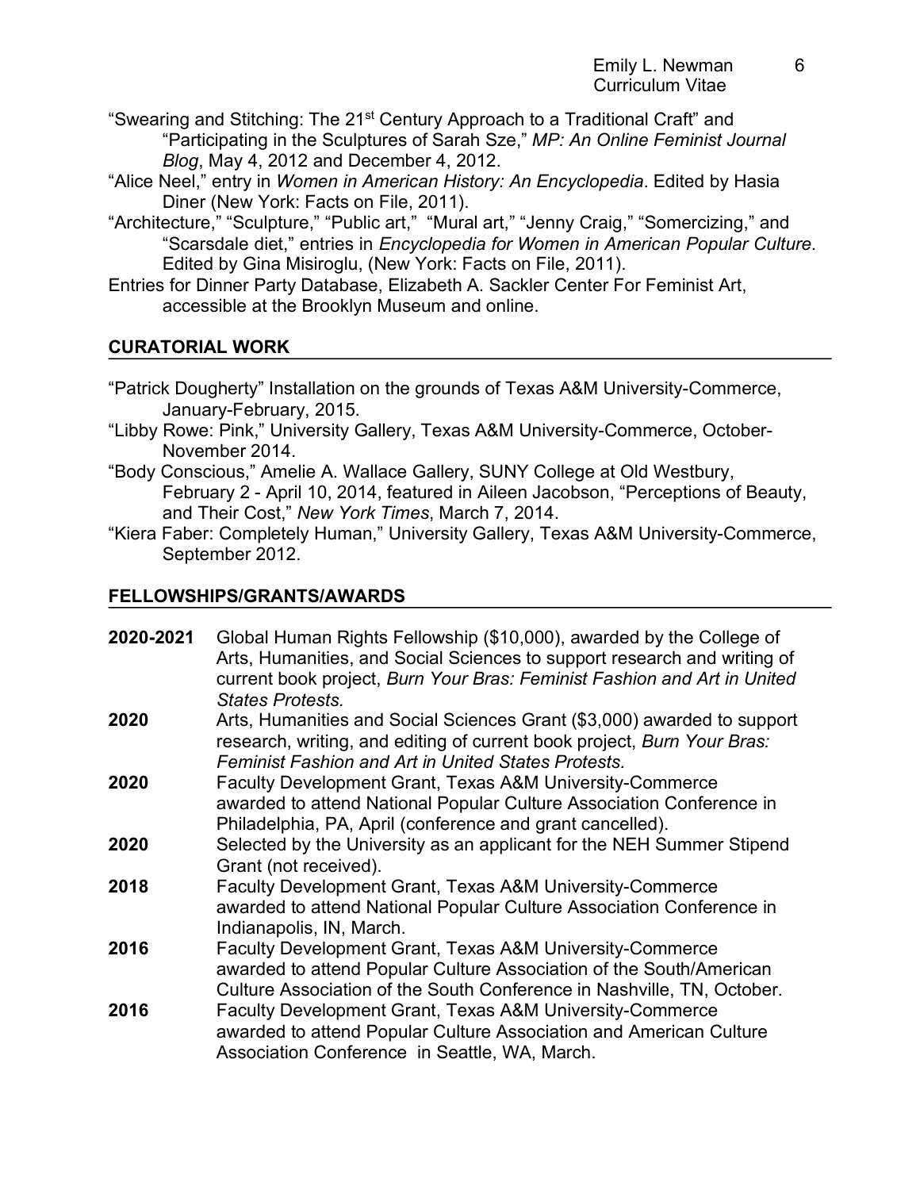"Swearing and Stitching: The 21st Century Approach to a Traditional Craft" and "Participating in the Sculptures of Sarah Sze," *MP: An Online Feminist Journal Blog*, May 4, 2012 and December 4, 2012.

"Alice Neel," entry in *Women in American History: An Encyclopedia*. Edited by Hasia Diner (New York: Facts on File, 2011).

"Architecture," "Sculpture," "Public art," "Mural art," "Jenny Craig," "Somercizing," and "Scarsdale diet," entries in *Encyclopedia for Women in American Popular Culture*. Edited by Gina Misiroglu, (New York: Facts on File, 2011).

Entries for Dinner Party Database, Elizabeth A. Sackler Center For Feminist Art, accessible at the Brooklyn Museum and online.

## CURATORIAL WORK

"Patrick Dougherty" Installation on the grounds of Texas A&M University-Commerce, January-February, 2015.

"Libby Rowe: Pink," University Gallery, Texas A&M University-Commerce, October-November 2014.

"Body Conscious," Amelie A. Wallace Gallery, SUNY College at Old Westbury, February 2 - April 10, 2014, featured in Aileen Jacobson, "Perceptions of Beauty, and Their Cost," *New York Times*, March 7, 2014.

"Kiera Faber: Completely Human," University Gallery, Texas A&M University-Commerce, September 2012.

## FELLOWSHIPS/GRANTS/AWARDS

**2020-2021** Global Human Rights Fellowship ($10,000), awarded by the College of Arts, Humanities, and Social Sciences to support research and writing of current book project, *Burn Your Bras: Feminist Fashion and Art in United States Protests.*

**2020** Arts, Humanities and Social Sciences Grant ($3,000) awarded to support research, writing, and editing of current book project, *Burn Your Bras: Feminist Fashion and Art in United States Protests.*

**2020** Faculty Development Grant, Texas A&M University-Commerce awarded to attend National Popular Culture Association Conference in Philadelphia, PA, April (conference and grant cancelled).

**2020** Selected by the University as an applicant for the NEH Summer Stipend Grant (not received).

**2018** Faculty Development Grant, Texas A&M University-Commerce awarded to attend National Popular Culture Association Conference in Indianapolis, IN, March.

**2016** Faculty Development Grant, Texas A&M University-Commerce awarded to attend Popular Culture Association of the South/American Culture Association of the South Conference in Nashville, TN, October.

**2016** Faculty Development Grant, Texas A&M University-Commerce awarded to attend Popular Culture Association and American Culture Association Conference in Seattle, WA, March.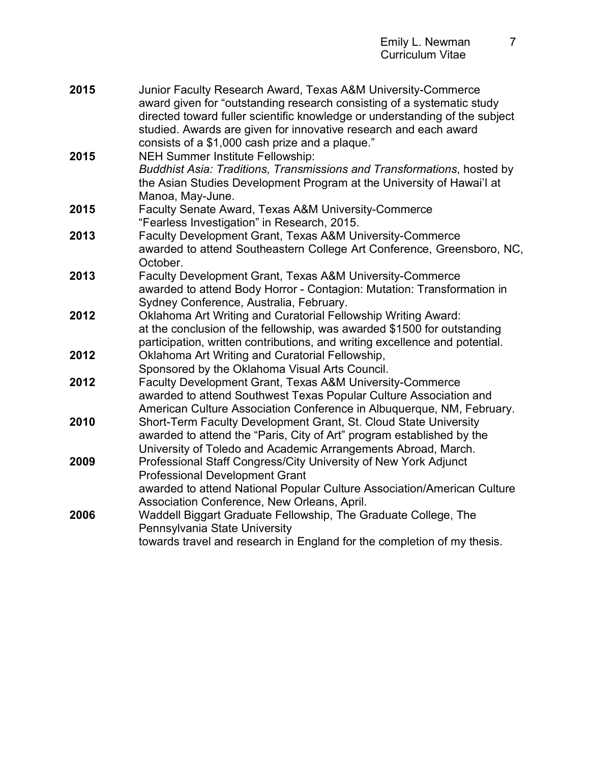**2015** Junior Faculty Research Award, Texas A&M University-Commerce
award given for "outstanding research consisting of a systematic study directed toward fuller scientific knowledge or understanding of the subject studied. Awards are given for innovative research and each award consists of a $1,000 cash prize and a plaque."

**2015** NEH Summer Institute Fellowship:
*Buddhist Asia: Traditions, Transmissions and Transformations*, hosted by the Asian Studies Development Program at the University of Hawai'I at Manoa, May-June.

**2015** Faculty Senate Award, Texas A&M University-Commerce
"Fearless Investigation" in Research, 2015.

**2013** Faculty Development Grant, Texas A&M University-Commerce
awarded to attend Southeastern College Art Conference, Greensboro, NC, October.

**2013** Faculty Development Grant, Texas A&M University-Commerce
awarded to attend Body Horror - Contagion: Mutation: Transformation in Sydney Conference, Australia, February.

**2012** Oklahoma Art Writing and Curatorial Fellowship Writing Award:
at the conclusion of the fellowship, was awarded $1500 for outstanding participation, written contributions, and writing excellence and potential.

**2012** Oklahoma Art Writing and Curatorial Fellowship,
Sponsored by the Oklahoma Visual Arts Council.

**2012** Faculty Development Grant, Texas A&M University-Commerce
awarded to attend Southwest Texas Popular Culture Association and American Culture Association Conference in Albuquerque, NM, February.

**2010** Short-Term Faculty Development Grant, St. Cloud State University
awarded to attend the "Paris, City of Art" program established by the University of Toledo and Academic Arrangements Abroad, March.

**2009** Professional Staff Congress/City University of New York Adjunct Professional Development Grant
awarded to attend National Popular Culture Association/American Culture Association Conference, New Orleans, April.

**2006** Waddell Biggart Graduate Fellowship, The Graduate College, The Pennsylvania State University
towards travel and research in England for the completion of my thesis.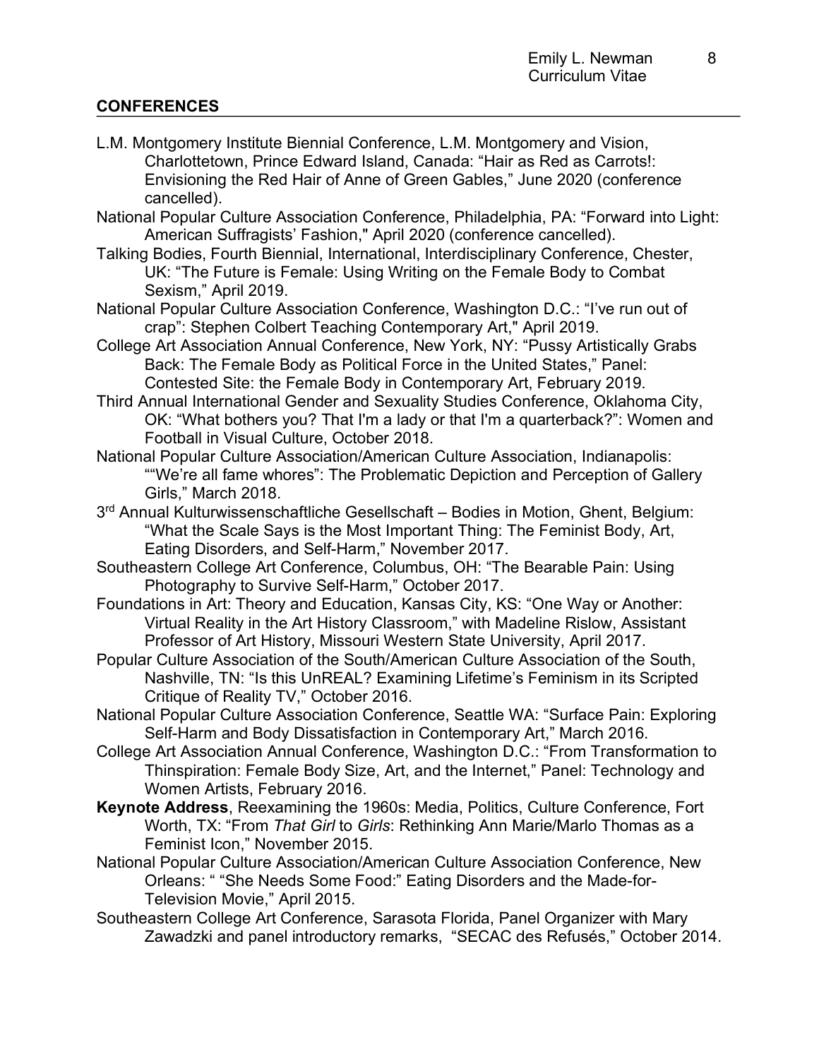## CONFERENCES

L.M. Montgomery Institute Biennial Conference, L.M. Montgomery and Vision, Charlottetown, Prince Edward Island, Canada: "Hair as Red as Carrots!: Envisioning the Red Hair of Anne of Green Gables," June 2020 (conference cancelled).

National Popular Culture Association Conference, Philadelphia, PA: "Forward into Light: American Suffragists' Fashion," April 2020 (conference cancelled).

Talking Bodies, Fourth Biennial, International, Interdisciplinary Conference, Chester, UK: "The Future is Female: Using Writing on the Female Body to Combat Sexism," April 2019.

National Popular Culture Association Conference, Washington D.C.: "I've run out of crap": Stephen Colbert Teaching Contemporary Art," April 2019.

College Art Association Annual Conference, New York, NY: "Pussy Artistically Grabs Back: The Female Body as Political Force in the United States," Panel: Contested Site: the Female Body in Contemporary Art, February 2019.

Third Annual International Gender and Sexuality Studies Conference, Oklahoma City, OK: "What bothers you? That I'm a lady or that I'm a quarterback?": Women and Football in Visual Culture, October 2018.

National Popular Culture Association/American Culture Association, Indianapolis: ""We're all fame whores": The Problematic Depiction and Perception of Gallery Girls," March 2018.

3rd Annual Kulturwissenschaftliche Gesellschaft – Bodies in Motion, Ghent, Belgium: "What the Scale Says is the Most Important Thing: The Feminist Body, Art, Eating Disorders, and Self-Harm," November 2017.

Southeastern College Art Conference, Columbus, OH: "The Bearable Pain: Using Photography to Survive Self-Harm," October 2017.

Foundations in Art: Theory and Education, Kansas City, KS: "One Way or Another: Virtual Reality in the Art History Classroom," with Madeline Rislow, Assistant Professor of Art History, Missouri Western State University, April 2017.

Popular Culture Association of the South/American Culture Association of the South, Nashville, TN: "Is this UnREAL? Examining Lifetime's Feminism in its Scripted Critique of Reality TV," October 2016.

National Popular Culture Association Conference, Seattle WA: "Surface Pain: Exploring Self-Harm and Body Dissatisfaction in Contemporary Art," March 2016.

College Art Association Annual Conference, Washington D.C.: "From Transformation to Thinspiration: Female Body Size, Art, and the Internet," Panel: Technology and Women Artists, February 2016.

**Keynote Address**, Reexamining the 1960s: Media, Politics, Culture Conference, Fort Worth, TX: "From *That Girl* to *Girls*: Rethinking Ann Marie/Marlo Thomas as a Feminist Icon," November 2015.

National Popular Culture Association/American Culture Association Conference, New Orleans: " "She Needs Some Food:" Eating Disorders and the Made-for-Television Movie," April 2015.

Southeastern College Art Conference, Sarasota Florida, Panel Organizer with Mary Zawadzki and panel introductory remarks, "SECAC des Refusés," October 2014.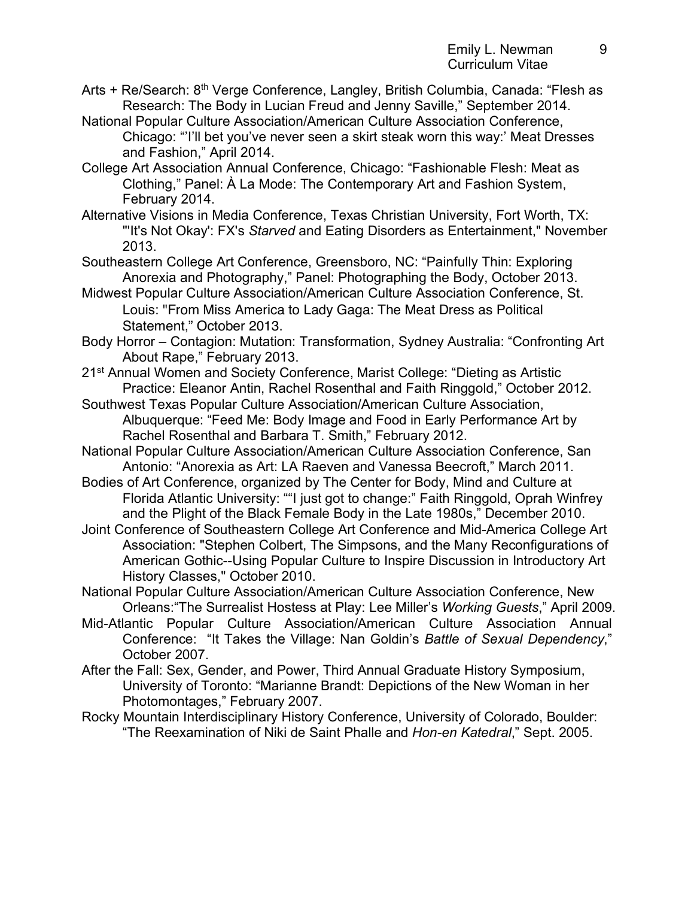Arts + Re/Search: 8th Verge Conference, Langley, British Columbia, Canada: “Flesh as Research: The Body in Lucian Freud and Jenny Saville,” September 2014.

National Popular Culture Association/American Culture Association Conference, Chicago: “'I'll bet you've never seen a skirt steak worn this way:' Meat Dresses and Fashion,” April 2014.

College Art Association Annual Conference, Chicago: “Fashionable Flesh: Meat as Clothing,” Panel: À La Mode: The Contemporary Art and Fashion System, February 2014.

Alternative Visions in Media Conference, Texas Christian University, Fort Worth, TX: "'It's Not Okay': FX's *Starved* and Eating Disorders as Entertainment," November 2013.

Southeastern College Art Conference, Greensboro, NC: “Painfully Thin: Exploring Anorexia and Photography,” Panel: Photographing the Body, October 2013.

Midwest Popular Culture Association/American Culture Association Conference, St. Louis: "From Miss America to Lady Gaga: The Meat Dress as Political Statement,” October 2013.

Body Horror – Contagion: Mutation: Transformation, Sydney Australia: “Confronting Art About Rape,” February 2013.

21st Annual Women and Society Conference, Marist College: “Dieting as Artistic Practice: Eleanor Antin, Rachel Rosenthal and Faith Ringgold,” October 2012.

Southwest Texas Popular Culture Association/American Culture Association, Albuquerque: “Feed Me: Body Image and Food in Early Performance Art by Rachel Rosenthal and Barbara T. Smith,” February 2012.

National Popular Culture Association/American Culture Association Conference, San Antonio: “Anorexia as Art: LA Raeven and Vanessa Beecroft,” March 2011.

Bodies of Art Conference, organized by The Center for Body, Mind and Culture at Florida Atlantic University: ““I just got to change:” Faith Ringgold, Oprah Winfrey and the Plight of the Black Female Body in the Late 1980s,” December 2010.

Joint Conference of Southeastern College Art Conference and Mid-America College Art Association: "Stephen Colbert, The Simpsons, and the Many Reconfigurations of American Gothic--Using Popular Culture to Inspire Discussion in Introductory Art History Classes," October 2010.

National Popular Culture Association/American Culture Association Conference, New Orleans:“The Surrealist Hostess at Play: Lee Miller's *Working Guests*,” April 2009.

Mid-Atlantic Popular Culture Association/American Culture Association Annual Conference: “It Takes the Village: Nan Goldin's *Battle of Sexual Dependency*,” October 2007.

After the Fall: Sex, Gender, and Power, Third Annual Graduate History Symposium, University of Toronto: “Marianne Brandt: Depictions of the New Woman in her Photomontages,” February 2007.

Rocky Mountain Interdisciplinary History Conference, University of Colorado, Boulder: “The Reexamination of Niki de Saint Phalle and *Hon-en Katedral*,” Sept. 2005.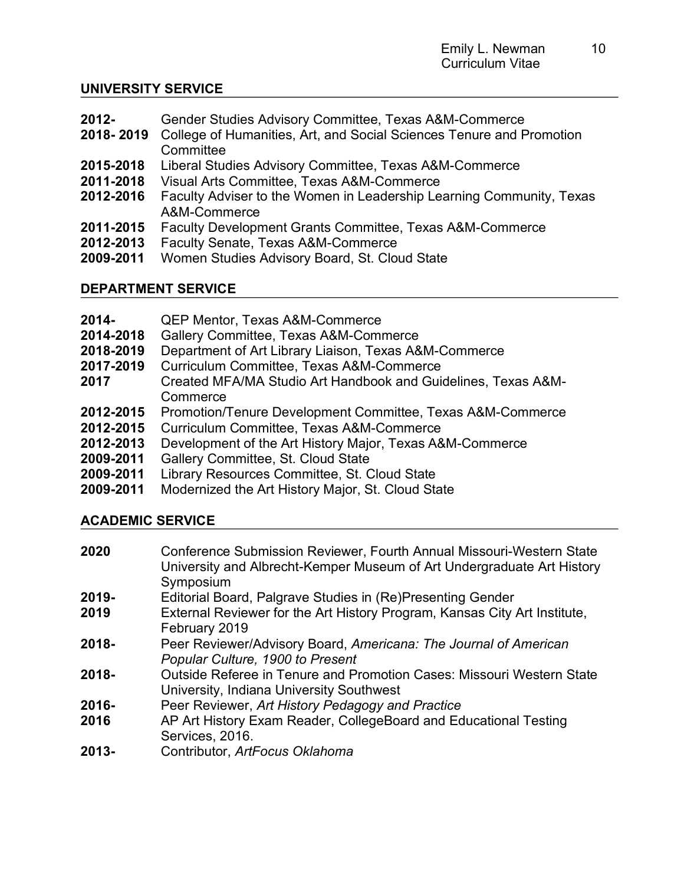## UNIVERSITY SERVICE

**2012-** Gender Studies Advisory Committee, Texas A&M-Commerce
**2018- 2019** College of Humanities, Art, and Social Sciences Tenure and Promotion Committee
**2015-2018** Liberal Studies Advisory Committee, Texas A&M-Commerce
**2011-2018** Visual Arts Committee, Texas A&M-Commerce
**2012-2016** Faculty Adviser to the Women in Leadership Learning Community, Texas A&M-Commerce
**2011-2015** Faculty Development Grants Committee, Texas A&M-Commerce
**2012-2013** Faculty Senate, Texas A&M-Commerce
**2009-2011** Women Studies Advisory Board, St. Cloud State

## DEPARTMENT SERVICE

**2014-** QEP Mentor, Texas A&M-Commerce
**2014-2018** Gallery Committee, Texas A&M-Commerce
**2018-2019** Department of Art Library Liaison, Texas A&M-Commerce
**2017-2019** Curriculum Committee, Texas A&M-Commerce
**2017** Created MFA/MA Studio Art Handbook and Guidelines, Texas A&M-Commerce
**2012-2015** Promotion/Tenure Development Committee, Texas A&M-Commerce
**2012-2015** Curriculum Committee, Texas A&M-Commerce
**2012-2013** Development of the Art History Major, Texas A&M-Commerce
**2009-2011** Gallery Committee, St. Cloud State
**2009-2011** Library Resources Committee, St. Cloud State
**2009-2011** Modernized the Art History Major, St. Cloud State

## ACADEMIC SERVICE

**2020** Conference Submission Reviewer, Fourth Annual Missouri-Western State University and Albrecht-Kemper Museum of Art Undergraduate Art History Symposium
**2019-** Editorial Board, Palgrave Studies in (Re)Presenting Gender
**2019** External Reviewer for the Art History Program, Kansas City Art Institute, February 2019
**2018-** Peer Reviewer/Advisory Board, *Americana: The Journal of American Popular Culture, 1900 to Present*
**2018-** Outside Referee in Tenure and Promotion Cases: Missouri Western State University, Indiana University Southwest
**2016-** Peer Reviewer, *Art History Pedagogy and Practice*
**2016** AP Art History Exam Reader, CollegeBoard and Educational Testing Services, 2016.
**2013-** Contributor, *ArtFocus Oklahoma*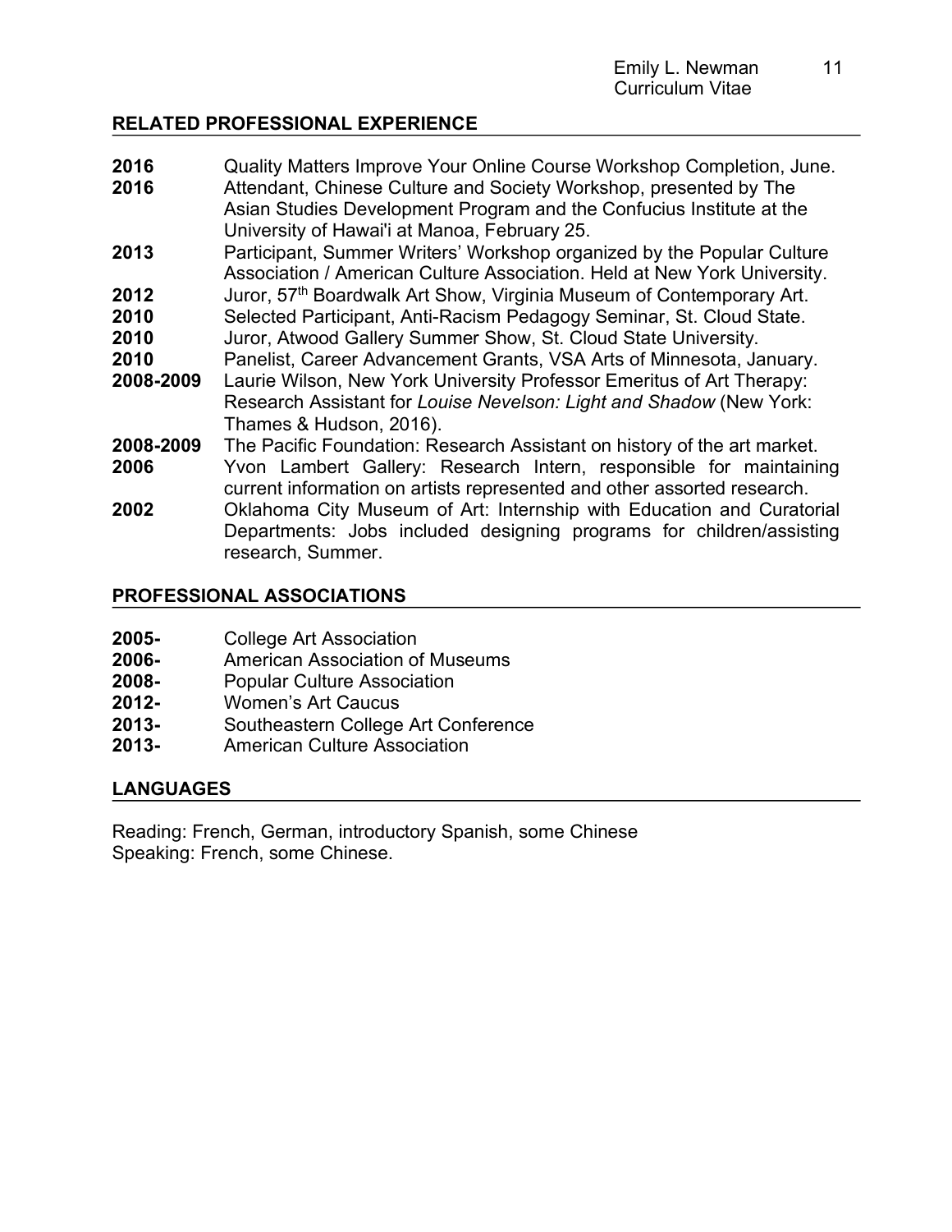## RELATED PROFESSIONAL EXPERIENCE

**2016** Quality Matters Improve Your Online Course Workshop Completion, June.

**2016** Attendant, Chinese Culture and Society Workshop, presented by The Asian Studies Development Program and the Confucius Institute at the University of Hawai'i at Manoa, February 25.

**2013** Participant, Summer Writers' Workshop organized by the Popular Culture Association / American Culture Association. Held at New York University.

**2012** Juror, 57th Boardwalk Art Show, Virginia Museum of Contemporary Art.

**2010** Selected Participant, Anti-Racism Pedagogy Seminar, St. Cloud State.

**2010** Juror, Atwood Gallery Summer Show, St. Cloud State University.

**2010** Panelist, Career Advancement Grants, VSA Arts of Minnesota, January.

**2008-2009** Laurie Wilson, New York University Professor Emeritus of Art Therapy: Research Assistant for *Louise Nevelson: Light and Shadow* (New York: Thames & Hudson, 2016).

**2008-2009** The Pacific Foundation: Research Assistant on history of the art market.

**2006** Yvon Lambert Gallery: Research Intern, responsible for maintaining current information on artists represented and other assorted research.

**2002** Oklahoma City Museum of Art: Internship with Education and Curatorial Departments: Jobs included designing programs for children/assisting research, Summer.

## PROFESSIONAL ASSOCIATIONS

**2005-** College Art Association

**2006-** American Association of Museums

**2008-** Popular Culture Association

**2012-** Women's Art Caucus

**2013-** Southeastern College Art Conference

**2013-** American Culture Association

## LANGUAGES

Reading: French, German, introductory Spanish, some Chinese

Speaking: French, some Chinese.